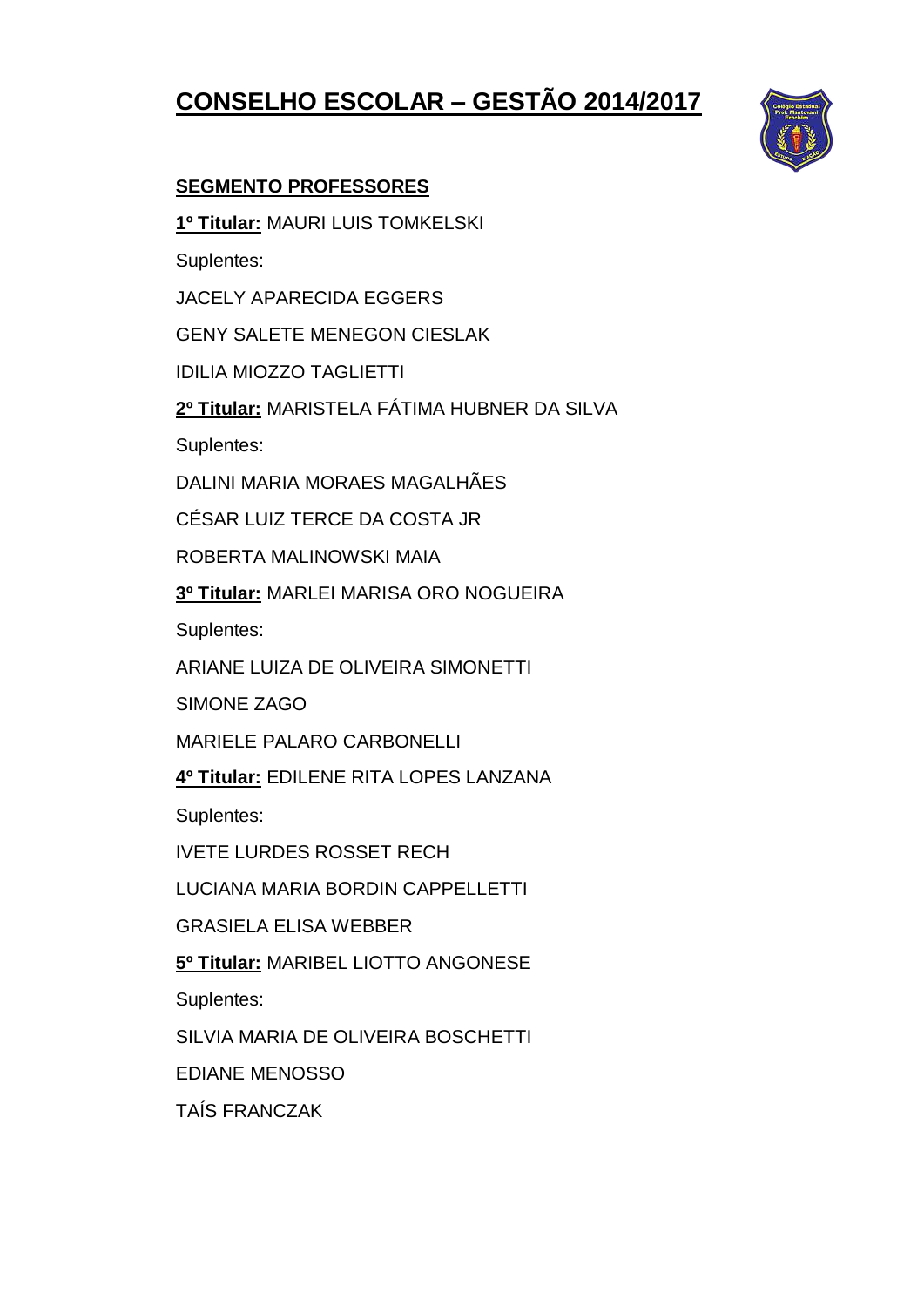# CONSELHO ESCOLAR – GESTÃO 2014/2017

## SEGMENTO PROFESSORES

**1º Titular:** MAURI LUIS TOMKELSKI

Suplentes:

JACELY APARECIDA EGGERS

GENY SALETE MENEGON CIESLAK

IDILIA MIOZZO TAGLIETTI

**2º Titular:** MARISTELA FÁTIMA HUBNER DA SILVA

Suplentes:

DALINI MARIA MORAES MAGALHÃES

CÉSAR LUIZ TERCE DA COSTA JR

ROBERTA MALINOWSKI MAIA

**3º Titular:** MARLEI MARISA ORO NOGUEIRA

Suplentes:

ARIANE LUIZA DE OLIVEIRA SIMONETTI

SIMONE ZAGO

MARIELE PALARO CARBONELLI

**4º Titular:** EDILENE RITA LOPES LANZANA

Suplentes:

IVETE LURDES ROSSET RECH

LUCIANA MARIA BORDIN CAPPELLETTI

GRASIELA ELISA WEBBER

**5º Titular:** MARIBEL LIOTTO ANGONESE

Suplentes:

SILVIA MARIA DE OLIVEIRA BOSCHETTI

EDIANE MENOSSO

TAÍS FRANCZAK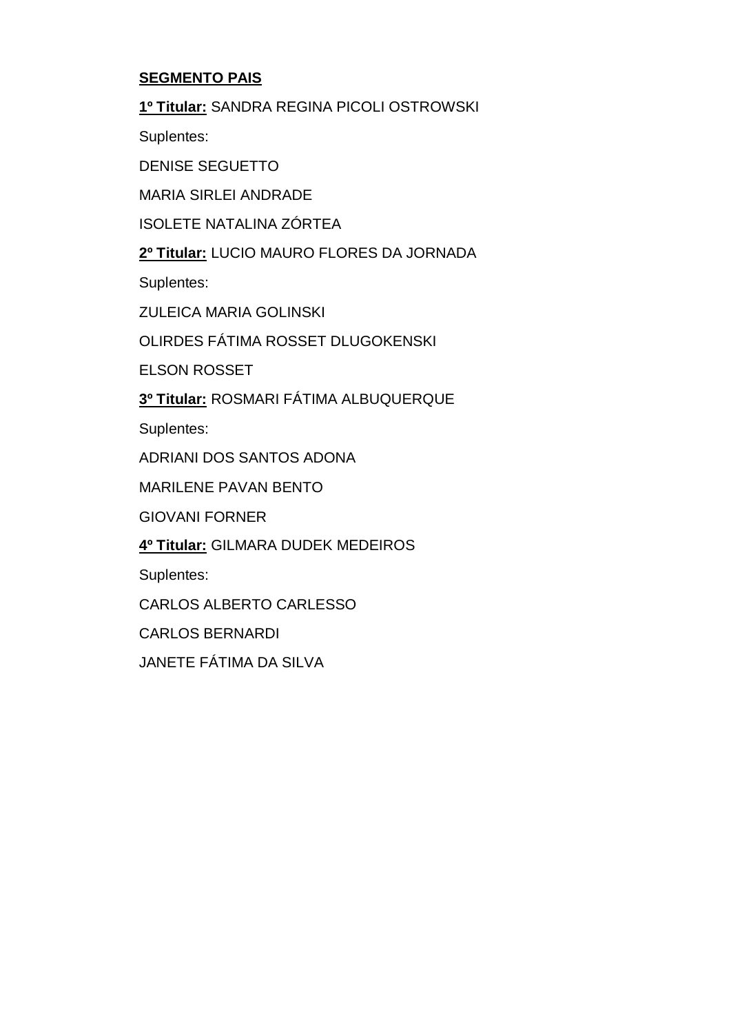**SEGMENTO PAIS**

**1º Titular:** SANDRA REGINA PICOLI OSTROWSKI

Suplentes:

DENISE SEGUETTO

MARIA SIRLEI ANDRADE

ISOLETE NATALINA ZÓRTEA

**2º Titular:** LUCIO MAURO FLORES DA JORNADA

Suplentes:

ZULEICA MARIA GOLINSKI

OLIRDES FÁTIMA ROSSET DLUGOKENSKI

ELSON ROSSET

**3º Titular:** ROSMARI FÁTIMA ALBUQUERQUE

Suplentes:

ADRIANI DOS SANTOS ADONA

MARILENE PAVAN BENTO

GIOVANI FORNER

**4º Titular:** GILMARA DUDEK MEDEIROS

Suplentes:

CARLOS ALBERTO CARLESSO

CARLOS BERNARDI

JANETE FÁTIMA DA SILVA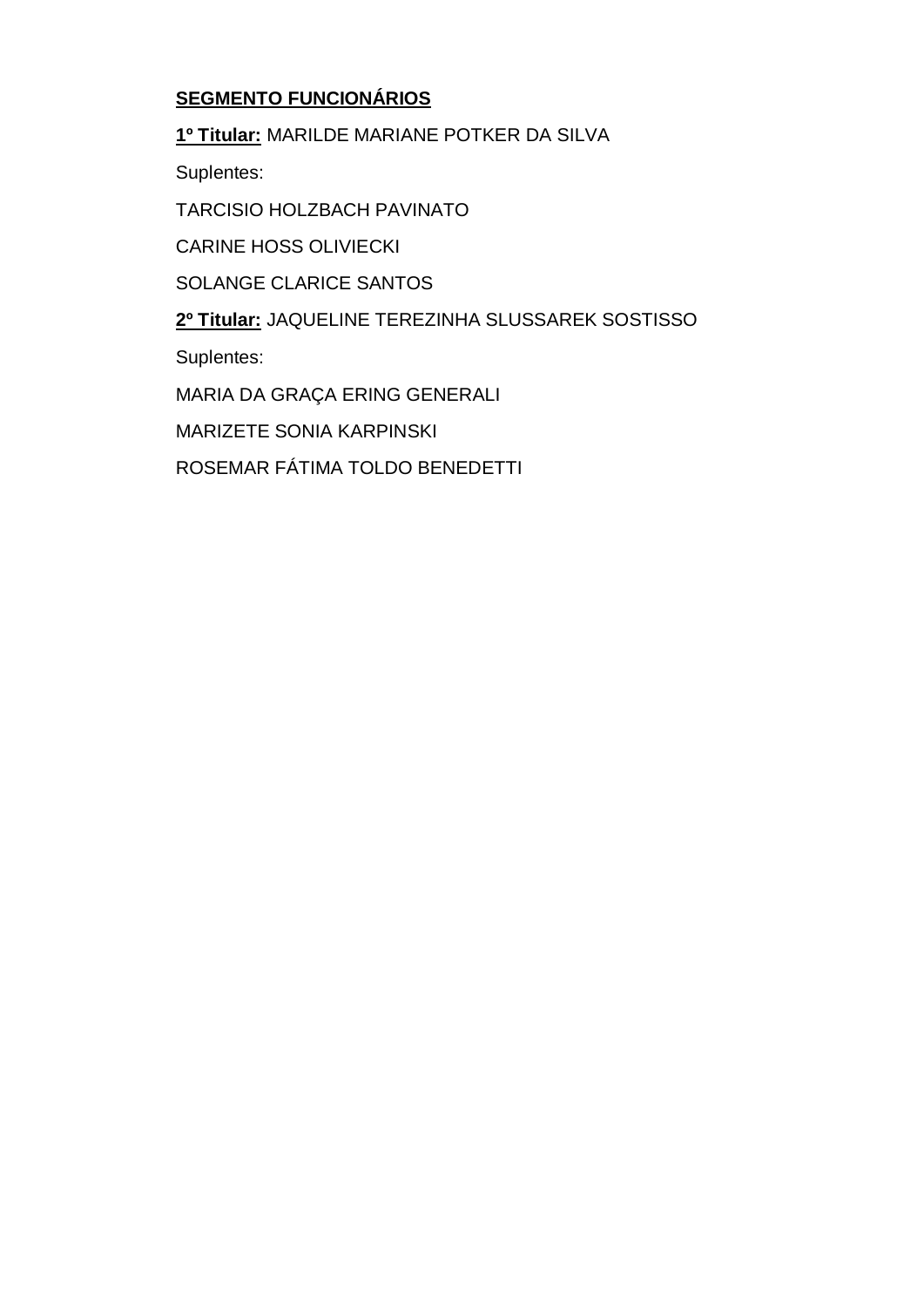**SEGMENTO FUNCIONÁRIOS**

**1º Titular:** MARILDE MARIANE POTKER DA SILVA

Suplentes:

TARCISIO HOLZBACH PAVINATO

CARINE HOSS OLIVIECKI

SOLANGE CLARICE SANTOS

**2º Titular:** JAQUELINE TEREZINHA SLUSSAREK SOSTISSO

Suplentes:

MARIA DA GRAÇA ERING GENERALI

MARIZETE SONIA KARPINSKI

ROSEMAR FÁTIMA TOLDO BENEDETTI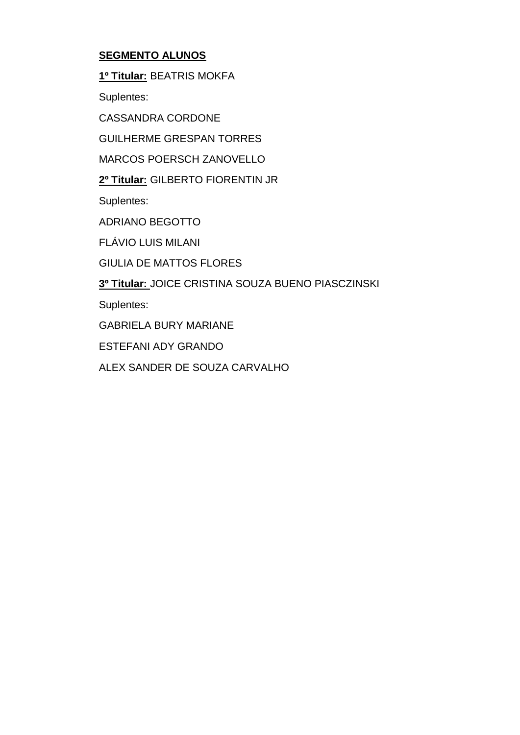**SEGMENTO ALUNOS**

**1º Titular:** BEATRIS MOKFA

Suplentes:

CASSANDRA CORDONE

GUILHERME GRESPAN TORRES

MARCOS POERSCH ZANOVELLO

**2º Titular:** GILBERTO FIORENTIN JR

Suplentes:

ADRIANO BEGOTTO

FLÁVIO LUIS MILANI

GIULIA DE MATTOS FLORES

**3º Titular:** JOICE CRISTINA SOUZA BUENO PIASCZINSKI

Suplentes:

GABRIELA BURY MARIANE

ESTEFANI ADY GRANDO

ALEX SANDER DE SOUZA CARVALHO